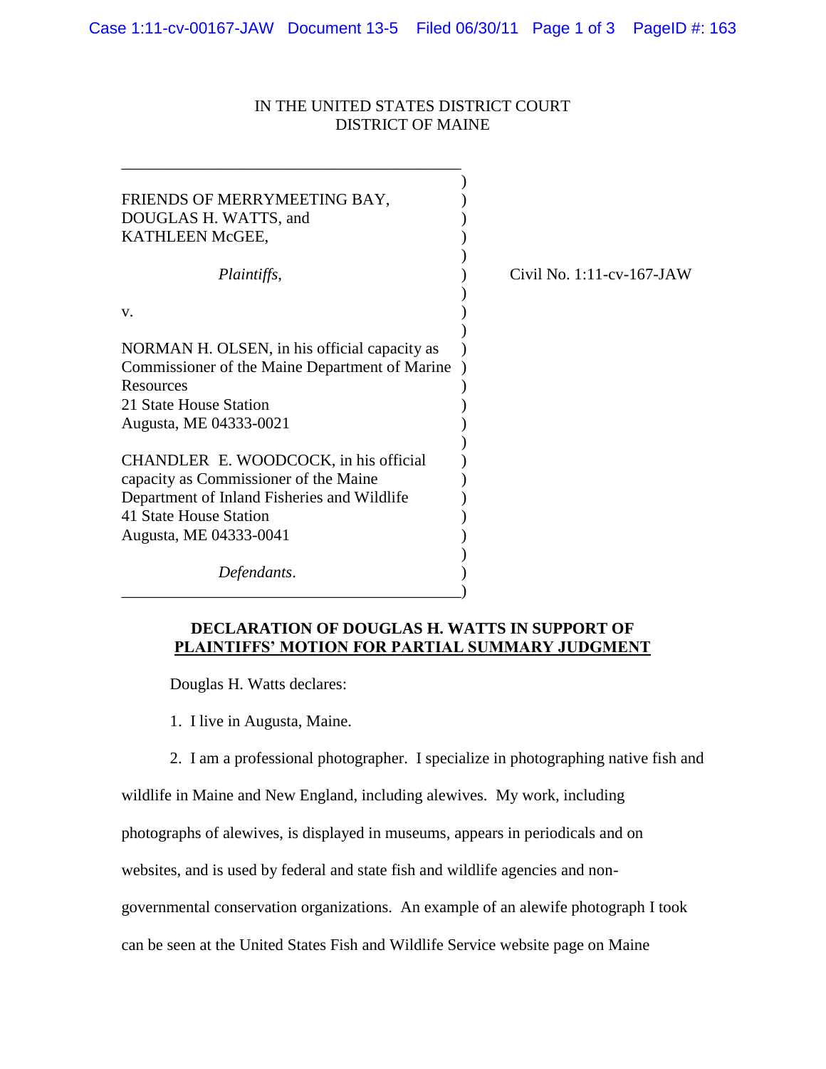IN THE UNITED STATES DISTRICT COURT
DISTRICT OF MAINE

FRIENDS OF MERRYMEETING BAY,
DOUGLAS H. WATTS, and
KATHLEEN McGEE,

*Plaintiffs*,

v.

NORMAN H. OLSEN, in his official capacity as Commissioner of the Maine Department of Marine Resources
21 State House Station
Augusta, ME 04333-0021

CHANDLER E. WOODCOCK, in his official capacity as Commissioner of the Maine Department of Inland Fisheries and Wildlife
41 State House Station
Augusta, ME 04333-0041

*Defendants*.

Civil No. 1:11-cv-167-JAW

**DECLARATION OF DOUGLAS H. WATTS IN SUPPORT OF PLAINTIFFS' MOTION FOR PARTIAL SUMMARY JUDGMENT**

Douglas H. Watts declares:

1. I live in Augusta, Maine.

2. I am a professional photographer. I specialize in photographing native fish and wildlife in Maine and New England, including alewives. My work, including photographs of alewives, is displayed in museums, appears in periodicals and on websites, and is used by federal and state fish and wildlife agencies and non-governmental conservation organizations. An example of an alewife photograph I took can be seen at the United States Fish and Wildlife Service website page on Maine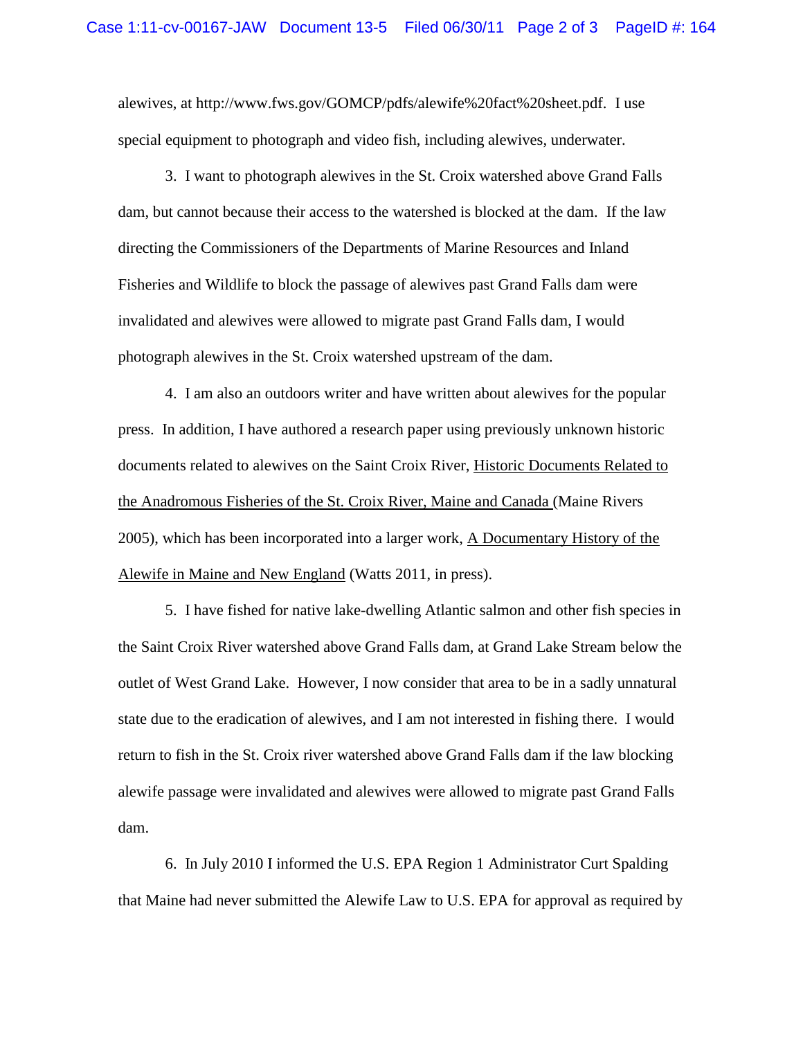alewives, at http://www.fws.gov/GOMCP/pdfs/alewife%20fact%20sheet.pdf. I use special equipment to photograph and video fish, including alewives, underwater.

3. I want to photograph alewives in the St. Croix watershed above Grand Falls dam, but cannot because their access to the watershed is blocked at the dam. If the law directing the Commissioners of the Departments of Marine Resources and Inland Fisheries and Wildlife to block the passage of alewives past Grand Falls dam were invalidated and alewives were allowed to migrate past Grand Falls dam, I would photograph alewives in the St. Croix watershed upstream of the dam.

4. I am also an outdoors writer and have written about alewives for the popular press. In addition, I have authored a research paper using previously unknown historic documents related to alewives on the Saint Croix River, Historic Documents Related to the Anadromous Fisheries of the St. Croix River, Maine and Canada (Maine Rivers 2005), which has been incorporated into a larger work, A Documentary History of the Alewife in Maine and New England (Watts 2011, in press).

5. I have fished for native lake-dwelling Atlantic salmon and other fish species in the Saint Croix River watershed above Grand Falls dam, at Grand Lake Stream below the outlet of West Grand Lake. However, I now consider that area to be in a sadly unnatural state due to the eradication of alewives, and I am not interested in fishing there. I would return to fish in the St. Croix river watershed above Grand Falls dam if the law blocking alewife passage were invalidated and alewives were allowed to migrate past Grand Falls dam.

6. In July 2010 I informed the U.S. EPA Region 1 Administrator Curt Spalding that Maine had never submitted the Alewife Law to U.S. EPA for approval as required by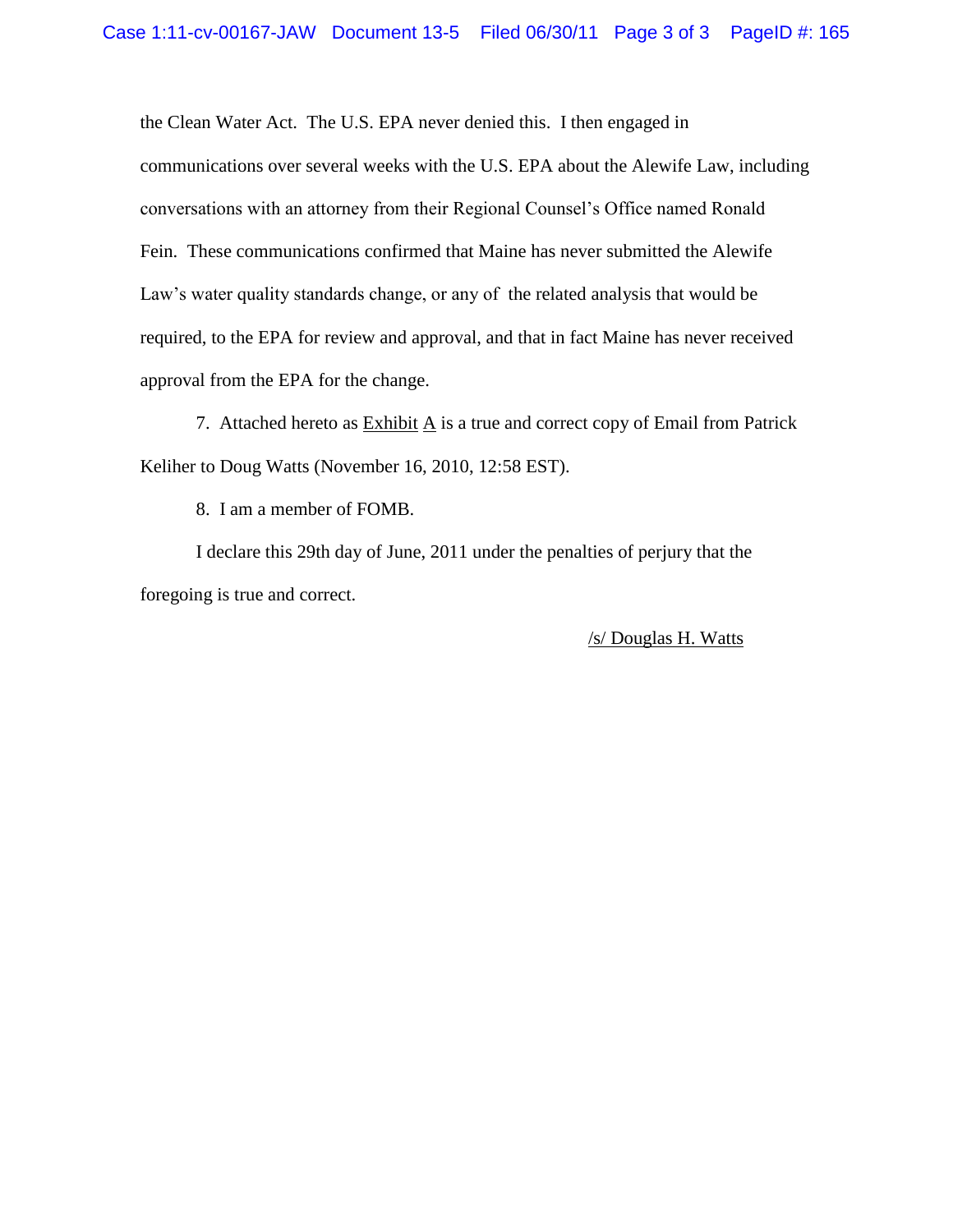the Clean Water Act. The U.S. EPA never denied this. I then engaged in communications over several weeks with the U.S. EPA about the Alewife Law, including conversations with an attorney from their Regional Counsel's Office named Ronald Fein. These communications confirmed that Maine has never submitted the Alewife Law's water quality standards change, or any of the related analysis that would be required, to the EPA for review and approval, and that in fact Maine has never received approval from the EPA for the change.

7. Attached hereto as Exhibit A is a true and correct copy of Email from Patrick Keliher to Doug Watts (November 16, 2010, 12:58 EST).

8. I am a member of FOMB.

I declare this 29th day of June, 2011 under the penalties of perjury that the foregoing is true and correct.

/s/ Douglas H. Watts